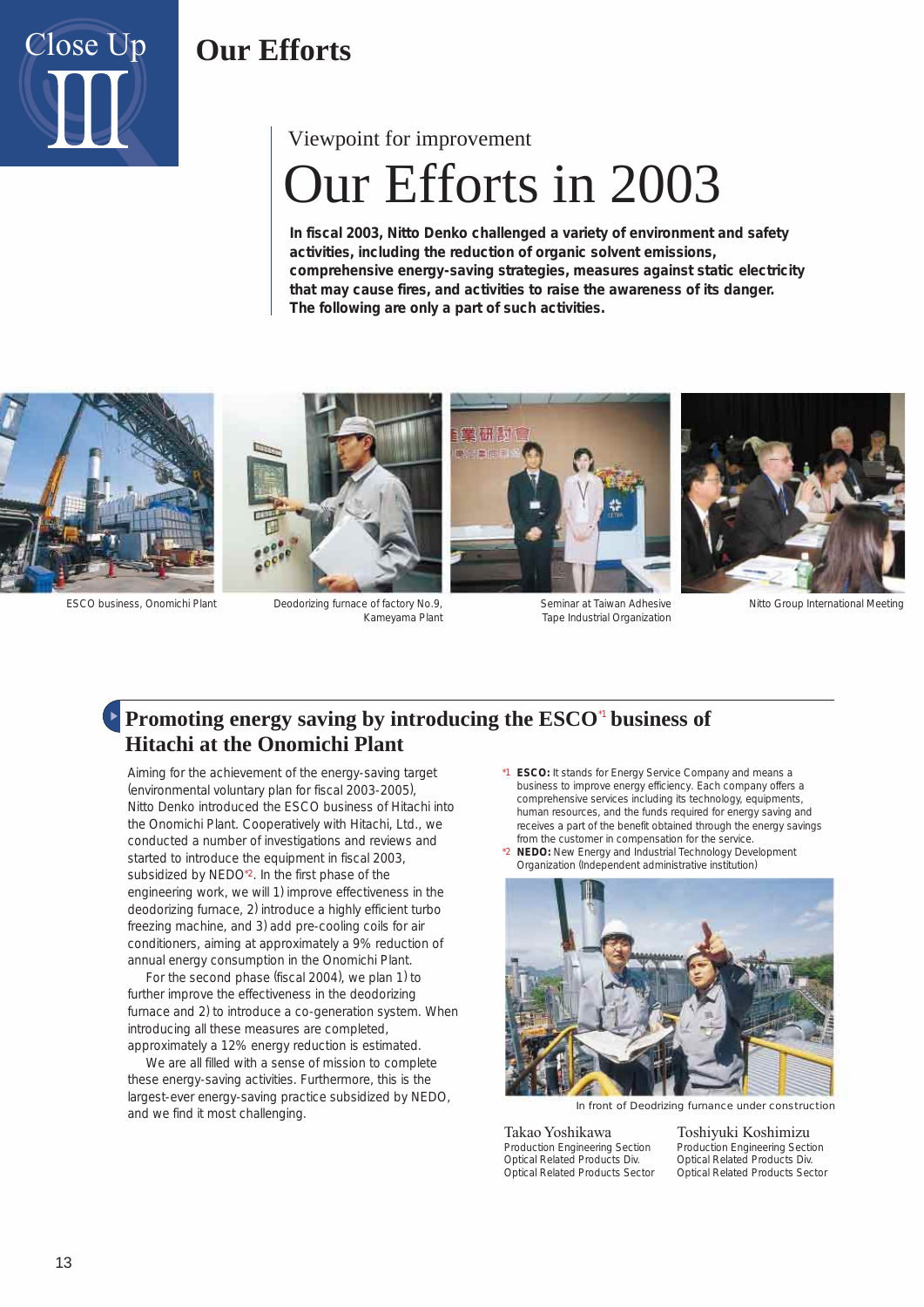Close Up III

# Our Efforts

Viewpoint for improvement

# Our Efforts in 2003

**In fiscal 2003, Nitto Denko challenged a variety of environment and safety activities, including the reduction of organic solvent emissions, comprehensive energy-saving strategies, measures against static electricity that may cause fires, and activities to raise the awareness of its danger. The following are only a part of such activities.**

ESCO business, Onomichi Plant

Deodorizing furnace of factory No.9, Kameyama Plant

Seminar at Taiwan Adhesive Tape Industrial Organization

Nitto Group International Meeting

## Promoting energy saving by introducing the ESCO[*1] business of Hitachi at the Onomichi Plant

Aiming for the achievement of the energy-saving target (environmental voluntary plan for fiscal 2003-2005), Nitto Denko introduced the ESCO business of Hitachi into the Onomichi Plant. Cooperatively with Hitachi, Ltd., we conducted a number of investigations and reviews and started to introduce the equipment in fiscal 2003, subsidized by NEDO[*2]. In the first phase of the engineering work, we will 1) improve effectiveness in the deodorizing furnace, 2) introduce a highly efficient turbo freezing machine, and 3) add pre-cooling coils for air conditioners, aiming at approximately a 9% reduction of annual energy consumption in the Onomichi Plant.

For the second phase (fiscal 2004), we plan 1) to further improve the effectiveness in the deodorizing furnace and 2) to introduce a co-generation system. When introducing all these measures are completed, approximately a 12% energy reduction is estimated.

We are all filled with a sense of mission to complete these energy-saving activities. Furthermore, this is the largest-ever energy-saving practice subsidized by NEDO, and we find it most challenging.

*1 **ESCO:** It stands for Energy Service Company and means a business to improve energy efficiency. Each company offers a comprehensive services including its technology, equipments, human resources, and the funds required for energy saving and receives a part of the benefit obtained through the energy savings from the customer in compensation for the service.

*2 **NEDO:** New Energy and Industrial Technology Development Organization (Independent administrative institution)

In front of Deodrizing furnance under construction

Takao Yoshikawa
Production Engineering Section
Optical Related Products Div.
Optical Related Products Sector

Toshiyuki Koshimizu
Production Engineering Section
Optical Related Products Div.
Optical Related Products Sector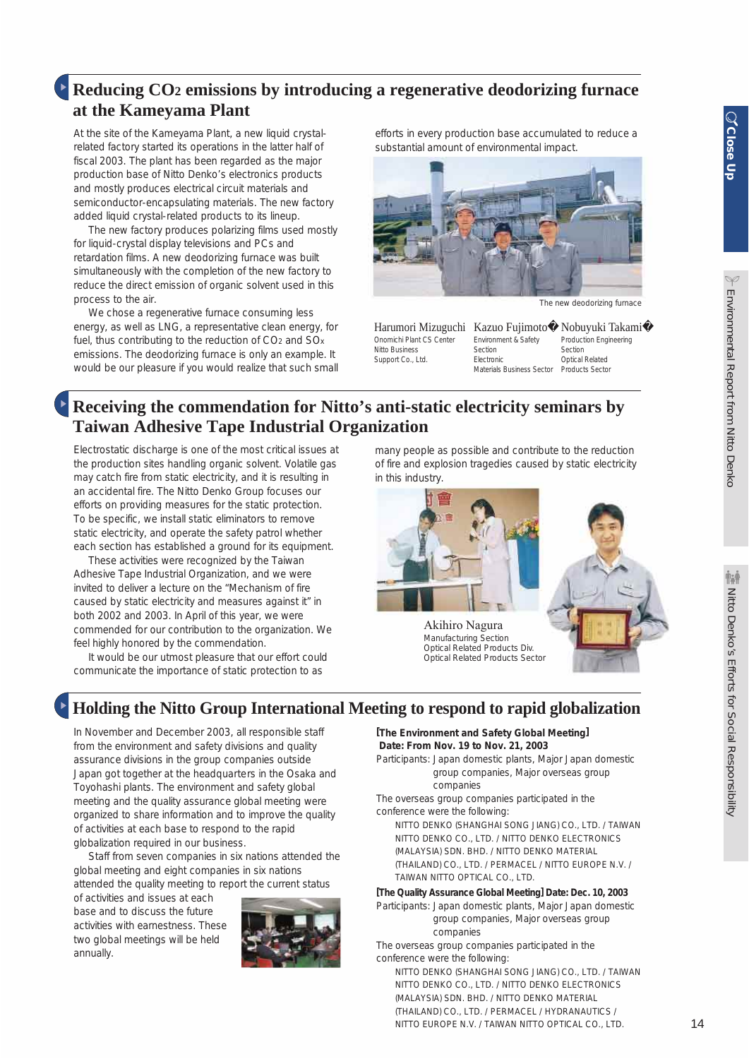## Reducing $CO_2$ emissions by introducing a regenerative deodorizing furnace at the Kameyama Plant

At the site of the Kameyama Plant, a new liquid crystal-related factory started its operations in the latter half of fiscal 2003. The plant has been regarded as the major production base of Nitto Denko's electronics products and mostly produces electrical circuit materials and semiconductor-encapsulating materials. The new factory added liquid crystal-related products to its lineup.

The new factory produces polarizing films used mostly for liquid-crystal display televisions and PCs and retardation films. A new deodorizing furnace was built simultaneously with the completion of the new factory to reduce the direct emission of organic solvent used in this process to the air.

We chose a regenerative furnace consuming less energy, as well as LNG, a representative clean energy, for fuel, thus contributing to the reduction of $CO_2$ and $SO_x$ emissions. The deodorizing furnace is only an example. It would be our pleasure if you would realize that such small efforts in every production base accumulated to reduce a substantial amount of environmental impact.

The new deodorizing furnace

Harumori Mizuguchi
Onomichi Plant CS Center
Nitto Business Support Co., Ltd.

Kazuo Fujimoto
Environment & Safety Section
Electronic Materials Business Sector

Nobuyuki Takami
Production Engineering Section
Optical Related Products Sector

## Receiving the commendation for Nitto's anti-static electricity seminars by Taiwan Adhesive Tape Industrial Organization

Electrostatic discharge is one of the most critical issues at the production sites handling organic solvent. Volatile gas may catch fire from static electricity, and it is resulting in an accidental fire. The Nitto Denko Group focuses our efforts on providing measures for the static protection. To be specific, we install static eliminators to remove static electricity, and operate the safety patrol whether each section has established a ground for its equipment.

These activities were recognized by the Taiwan Adhesive Tape Industrial Organization, and we were invited to deliver a lecture on the "Mechanism of fire caused by static electricity and measures against it" in both 2002 and 2003. In April of this year, we were commended for our contribution to the organization. We feel highly honored by the commendation.

It would be our utmost pleasure that our effort could communicate the importance of static protection to as many people as possible and contribute to the reduction of fire and explosion tragedies caused by static electricity in this industry.

Akihiro Nagura
Manufacturing Section
Optical Related Products Div.
Optical Related Products Sector

## Holding the Nitto Group International Meeting to respond to rapid globalization

In November and December 2003, all responsible staff from the environment and safety divisions and quality assurance divisions in the group companies outside Japan got together at the headquarters in the Osaka and Toyohashi plants. The environment and safety global meeting and the quality assurance global meeting were organized to share information and to improve the quality of activities at each base to respond to the rapid globalization required in our business.

Staff from seven companies in six nations attended the global meeting and eight companies in six nations attended the quality meeting to report the current status of activities and issues at each base and to discuss the future activities with earnestness. These two global meetings will be held annually.

**[The Environment and Safety Global Meeting]**
**Date: From Nov. 19 to Nov. 21, 2003**

Participants: Japan domestic plants, Major Japan domestic group companies, Major overseas group companies

The overseas group companies participated in the conference were the following:

NITTO DENKO (SHANGHAI SONG JIANG) CO., LTD. / TAIWAN NITTO DENKO CO., LTD. / NITTO DENKO ELECTRONICS (MALAYSIA) SDN. BHD. / NITTO DENKO MATERIAL (THAILAND) CO., LTD. / PERMACEL / NITTO EUROPE N.V. / TAIWAN NITTO OPTICAL CO., LTD.

**[The Quality Assurance Global Meeting] Date: Dec. 10, 2003**

Participants: Japan domestic plants, Major Japan domestic group companies, Major overseas group companies

The overseas group companies participated in the conference were the following:

NITTO DENKO (SHANGHAI SONG JIANG) CO., LTD. / TAIWAN NITTO DENKO CO., LTD. / NITTO DENKO ELECTRONICS (MALAYSIA) SDN. BHD. / NITTO DENKO MATERIAL (THAILAND) CO., LTD. / PERMACEL / HYDRANAUTICS / NITTO EUROPE N.V. / TAIWAN NITTO OPTICAL CO., LTD.